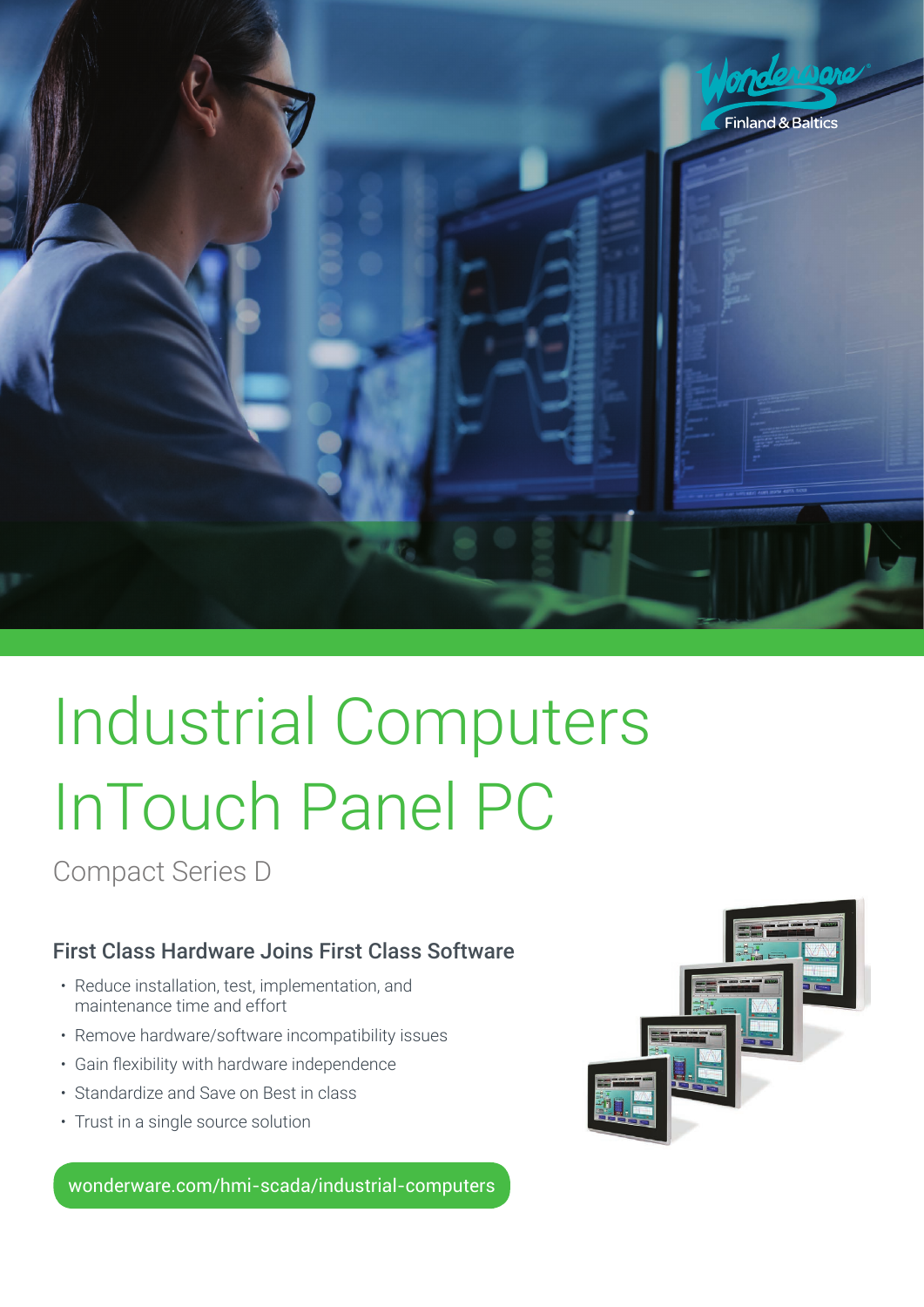Wonderware Finland & Baltics

# Industrial Computers InTouch Panel PC

Compact Series D

## First Class Hardware Joins First Class Software

- Reduce installation, test, implementation, and maintenance time and effort
- Remove hardware/software incompatibility issues
- Gain flexibility with hardware independence
- Standardize and Save on Best in class
- Trust in a single source solution

wonderware.com/hmi-scada/industrial-computers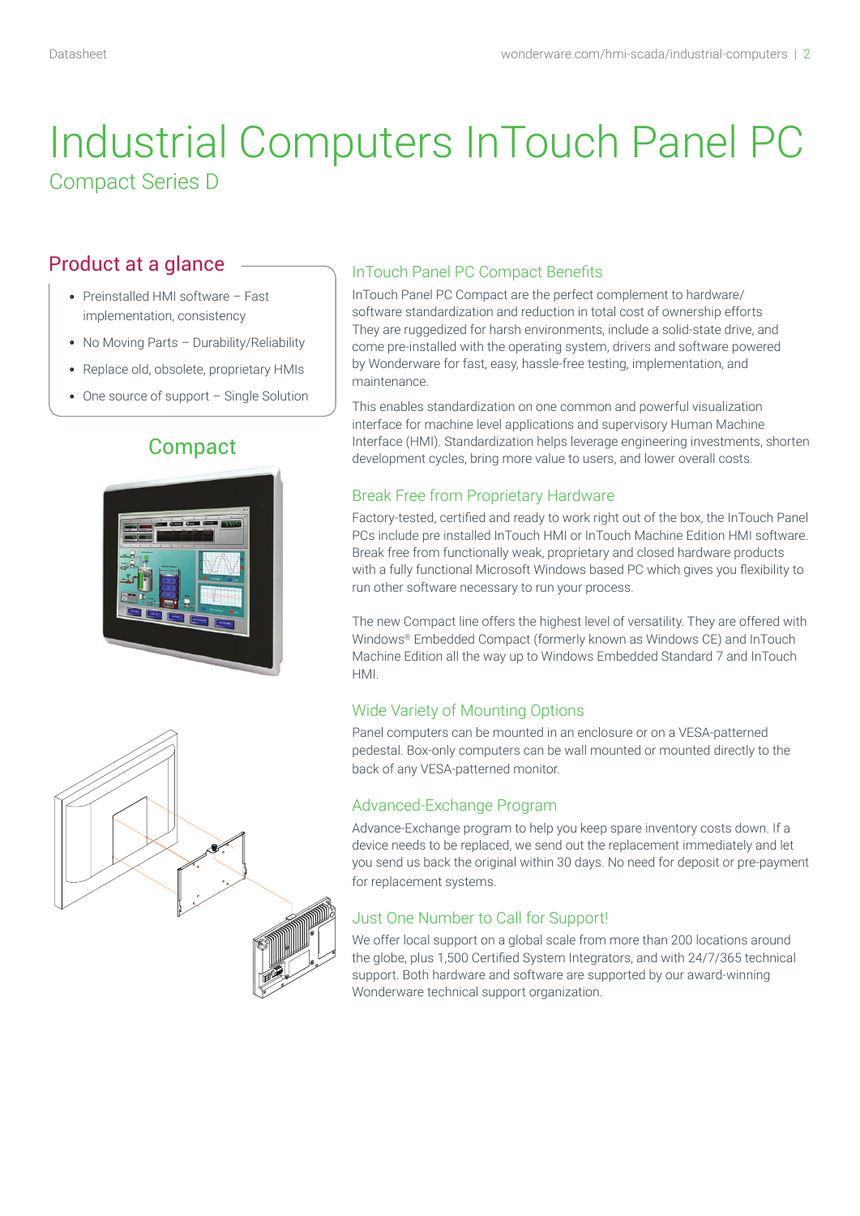# Industrial Computers InTouch Panel PC

## Compact Series D

### Product at a glance

- Preinstalled HMI software – Fast implementation, consistency
- No Moving Parts – Durability/Reliability
- Replace old, obsolete, proprietary HMIs
- One source of support – Single Solution

Compact

### InTouch Panel PC Compact Benefits

InTouch Panel PC Compact are the perfect complement to hardware/ software standardization and reduction in total cost of ownership efforts They are ruggedized for harsh environments, include a solid-state drive, and come pre-installed with the operating system, drivers and software powered by Wonderware for fast, easy, hassle-free testing, implementation, and maintenance.

This enables standardization on one common and powerful visualization interface for machine level applications and supervisory Human Machine Interface (HMI). Standardization helps leverage engineering investments, shorten development cycles, bring more value to users, and lower overall costs.

### Break Free from Proprietary Hardware

Factory-tested, certified and ready to work right out of the box, the InTouch Panel PCs include pre installed InTouch HMI or InTouch Machine Edition HMI software. Break free from functionally weak, proprietary and closed hardware products with a fully functional Microsoft Windows based PC which gives you flexibility to run other software necessary to run your process.

The new Compact line offers the highest level of versatility. They are offered with Windows® Embedded Compact (formerly known as Windows CE) and InTouch Machine Edition all the way up to Windows Embedded Standard 7 and InTouch HMI.

### Wide Variety of Mounting Options

Panel computers can be mounted in an enclosure or on a VESA-patterned pedestal. Box-only computers can be wall mounted or mounted directly to the back of any VESA-patterned monitor.

### Advanced-Exchange Program

Advance-Exchange program to help you keep spare inventory costs down. If a device needs to be replaced, we send out the replacement immediately and let you send us back the original within 30 days. No need for deposit or pre-payment for replacement systems.

### Just One Number to Call for Support!

We offer local support on a global scale from more than 200 locations around the globe, plus 1,500 Certified System Integrators, and with 24/7/365 technical support. Both hardware and software are supported by our award-winning Wonderware technical support organization.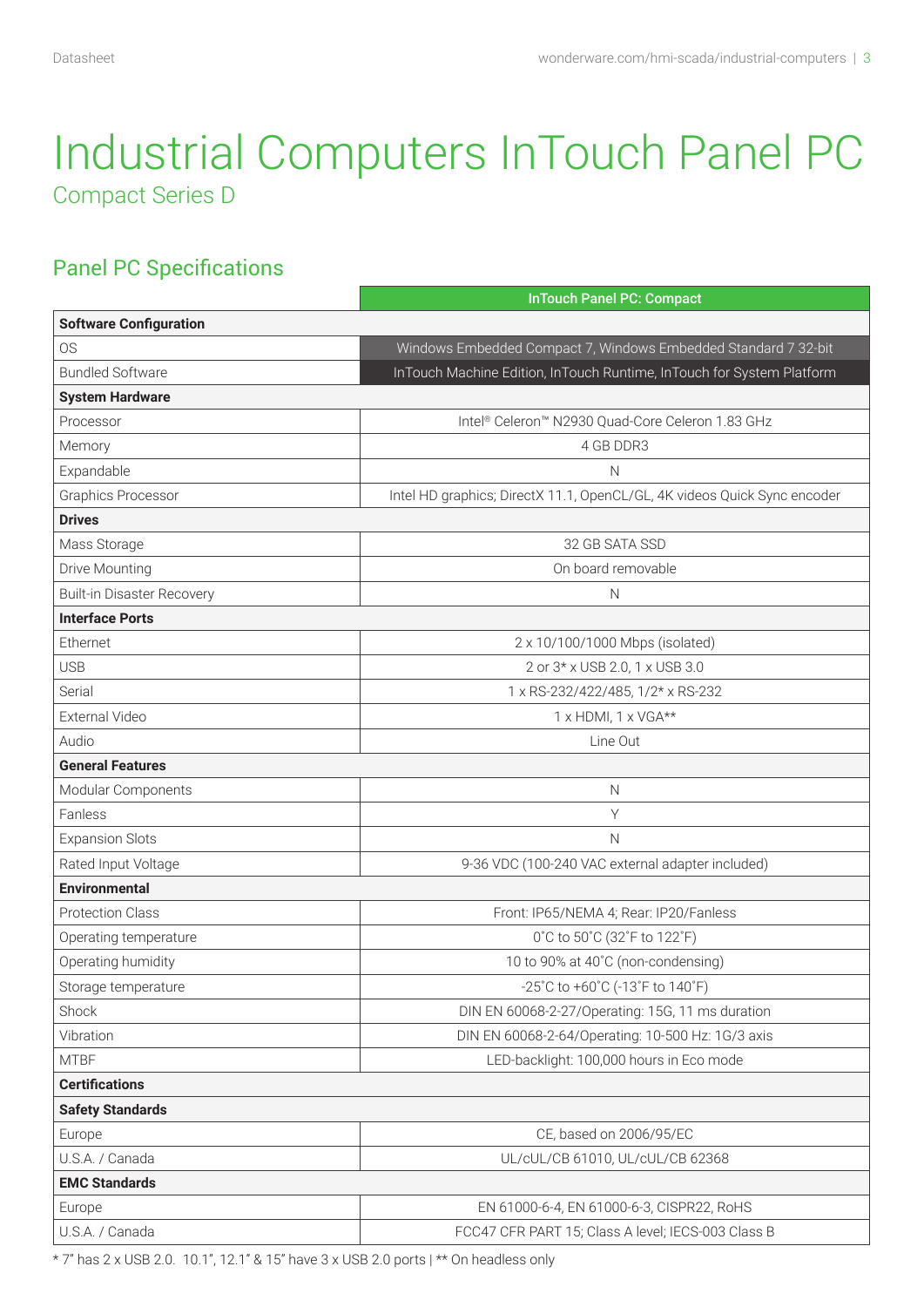# Industrial Computers InTouch Panel PC

## Compact Series D

### Panel PC Specifications

| | InTouch Panel PC: Compact |
|---|---|
| **Software Configuration** | |
| OS | Windows Embedded Compact 7, Windows Embedded Standard 7 32-bit |
| Bundled Software | InTouch Machine Edition, InTouch Runtime, InTouch for System Platform |
| **System Hardware** | |
| Processor | Intel® Celeron™ N2930 Quad-Core Celeron 1.83 GHz |
| Memory | 4 GB DDR3 |
| Expandable | N |
| Graphics Processor | Intel HD graphics; DirectX 11.1, OpenCL/GL, 4K videos Quick Sync encoder |
| **Drives** | |
| Mass Storage | 32 GB SATA SSD |
| Drive Mounting | On board removable |
| Built-in Disaster Recovery | N |
| **Interface Ports** | |
| Ethernet | 2 x 10/100/1000 Mbps (isolated) |
| USB | 2 or 3* x USB 2.0, 1 x USB 3.0 |
| Serial | 1 x RS-232/422/485, 1/2* x RS-232 |
| External Video | 1 x HDMI, 1 x VGA** |
| Audio | Line Out |
| **General Features** | |
| Modular Components | N |
| Fanless | Y |
| Expansion Slots | N |
| Rated Input Voltage | 9-36 VDC (100-240 VAC external adapter included) |
| **Environmental** | |
| Protection Class | Front: IP65/NEMA 4; Rear: IP20/Fanless |
| Operating temperature | 0˚C to 50˚C (32˚F to 122˚F) |
| Operating humidity | 10 to 90% at 40˚C (non-condensing) |
| Storage temperature | -25˚C to +60˚C (-13˚F to 140˚F) |
| Shock | DIN EN 60068-2-27/Operating: 15G, 11 ms duration |
| Vibration | DIN EN 60068-2-64/Operating: 10-500 Hz: 1G/3 axis |
| MTBF | LED-backlight: 100,000 hours in Eco mode |
| **Certifications** | |
| **Safety Standards** | |
| Europe | CE, based on 2006/95/EC |
| U.S.A. / Canada | UL/cUL/CB 61010, UL/cUL/CB 62368 |
| **EMC Standards** | |
| Europe | EN 61000-6-4, EN 61000-6-3, CISPR22, RoHS |
| U.S.A. / Canada | FCC47 CFR PART 15; Class A level; IECS-003 Class B |

* 7" has 2 x USB 2.0. 10.1", 12.1" & 15" have 3 x USB 2.0 ports | ** On headless only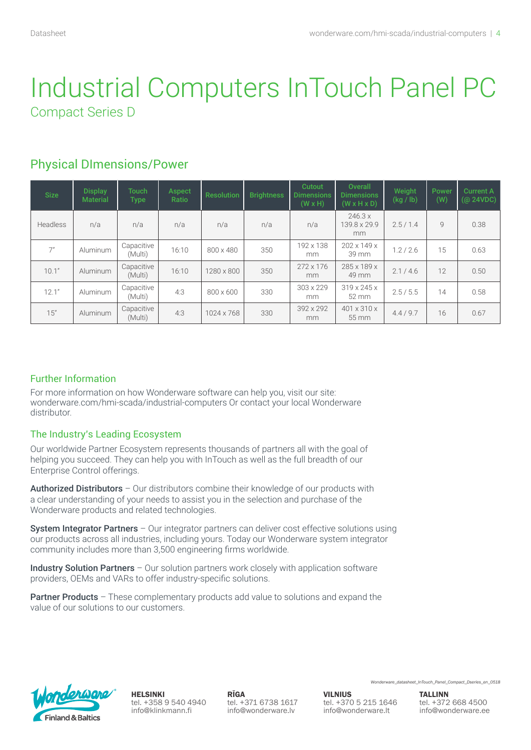# Industrial Computers InTouch Panel PC

Compact Series D

## Physical DImensions/Power

| Size | Display Material | Touch Type | Aspect Ratio | Resolution | Brightness | Cutout Dimensions (W x H) | Overall Dimensions (W x H x D) | Weight (kg / lb) | Power (W) | Current A (@ 24VDC) |
|---|---|---|---|---|---|---|---|---|---|---|
| Headless | n/a | n/a | n/a | n/a | n/a | n/a | 246.3 x 139.8 x 29.9 mm | 2.5 / 1.4 | 9 | 0.38 |
| 7" | Aluminum | Capacitive (Multi) | 16:10 | 800 x 480 | 350 | 192 x 138 mm | 202 x 149 x 39 mm | 1.2 / 2.6 | 15 | 0.63 |
| 10.1" | Aluminum | Capacitive (Multi) | 16:10 | 1280 x 800 | 350 | 272 x 176 mm | 285 x 189 x 49 mm | 2.1 / 4.6 | 12 | 0.50 |
| 12.1" | Aluminum | Capacitive (Multi) | 4:3 | 800 x 600 | 330 | 303 x 229 mm | 319 x 245 x 52 mm | 2.5 / 5.5 | 14 | 0.58 |
| 15" | Aluminum | Capacitive (Multi) | 4:3 | 1024 x 768 | 330 | 392 x 292 mm | 401 x 310 x 55 mm | 4.4 / 9.7 | 16 | 0.67 |

### Further Information

For more information on how Wonderware software can help you, visit our site: wonderware.com/hmi-scada/industrial-computers Or contact your local Wonderware distributor.

### The Industry's Leading Ecosystem

Our worldwide Partner Ecosystem represents thousands of partners all with the goal of helping you succeed. They can help you with InTouch as well as the full breadth of our Enterprise Control offerings.

**Authorized Distributors** – Our distributors combine their knowledge of our products with a clear understanding of your needs to assist you in the selection and purchase of the Wonderware products and related technologies.

**System Integrator Partners** – Our integrator partners can deliver cost effective solutions using our products across all industries, including yours. Today our Wonderware system integrator community includes more than 3,500 engineering firms worldwide.

**Industry Solution Partners** – Our solution partners work closely with application software providers, OEMs and VARs to offer industry-specific solutions.

**Partner Products** – These complementary products add value to solutions and expand the value of our solutions to our customers.

*Wonderware_datasheet_InTouch_Panel_Compact_Dseries_en_0518*

Wonderware Finland & Baltics

**HELSINKI**
tel. +358 9 540 4940
info@klinkmann.fi

**RĪGA**
tel. +371 6738 1617
info@wonderware.lv

**VILNIUS**
tel. +370 5 215 1646
info@wonderware.lt

**TALLINN**
tel. +372 668 4500
info@wonderware.ee